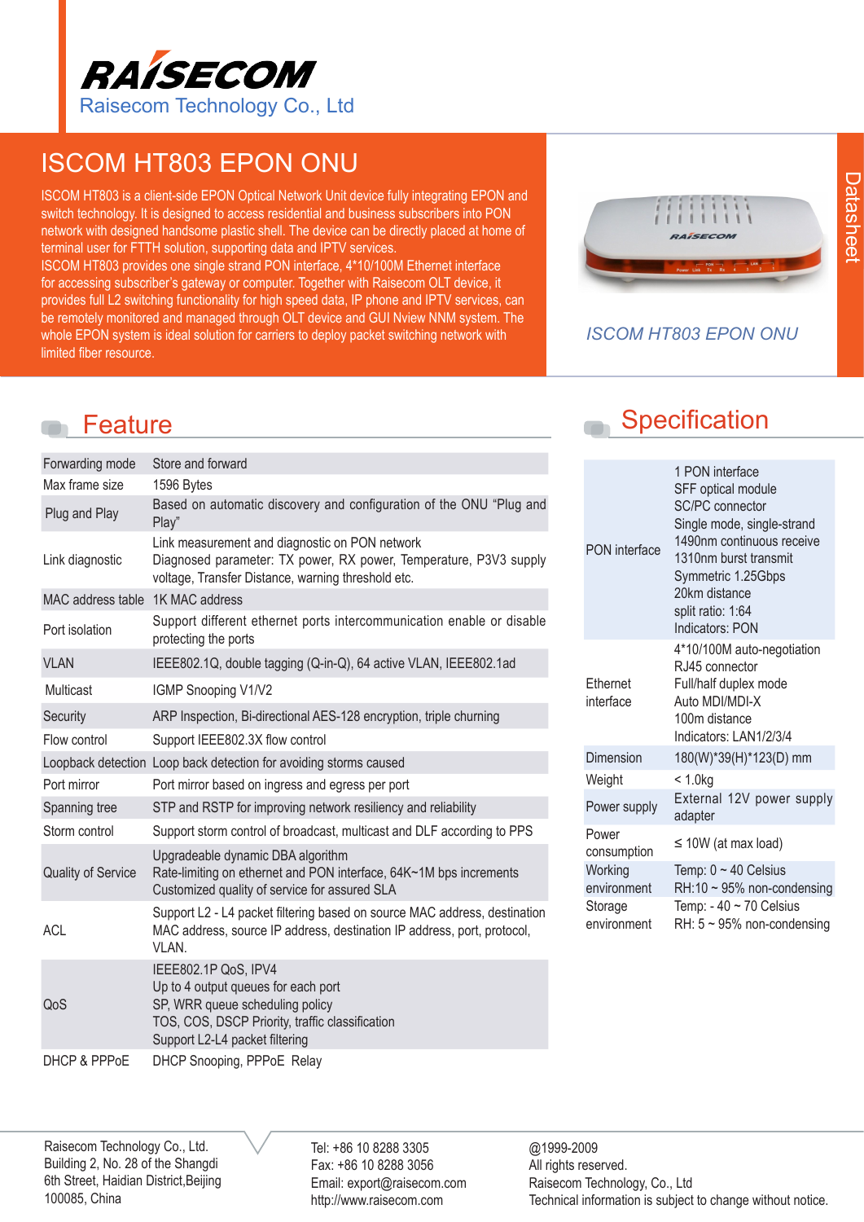# RAISECOM

Raisecom Technology Co., Ltd

## ISCOM HT803 EPON ONU

ISCOM HT803 is a client-side EPON Optical Network Unit device fully integrating EPON and switch technology. It is designed to access residential and business subscribers into PON network with designed handsome plastic shell. The device can be directly placed at home of terminal user for FTTH solution, supporting data and IPTV services.

ISCOM HT803 provides one single strand PON interface, 4*10/100M Ethernet interface for accessing subscriber's gateway or computer. Together with Raisecom OLT device, it provides full L2 switching functionality for high speed data, IP phone and IPTV services, can be remotely monitored and managed through OLT device and GUI Nview NNM system. The whole EPON system is ideal solution for carriers to deploy packet switching network with limited fiber resource.

*ISCOM HT803 EPON ONU*

Datasheet

## Feature

| | |
|---|---|
| Forwarding mode | Store and forward |
| Max frame size | 1596 Bytes |
| Plug and Play | Based on automatic discovery and configuration of the ONU "Plug and Play" |
| Link diagnostic | Link measurement and diagnostic on PON network<br>Diagnosed parameter: TX power, RX power, Temperature, P3V3 supply voltage, Transfer Distance, warning threshold etc. |
| MAC address table | 1K MAC address |
| Port isolation | Support different ethernet ports intercommunication enable or disable protecting the ports |
| VLAN | IEEE802.1Q, double tagging (Q-in-Q), 64 active VLAN, IEEE802.1ad |
| Multicast | IGMP Snooping V1/V2 |
| Security | ARP Inspection, Bi-directional AES-128 encryption, triple churning |
| Flow control | Support IEEE802.3X flow control |
| Loopback detection | Loop back detection for avoiding storms caused |
| Port mirror | Port mirror based on ingress and egress per port |
| Spanning tree | STP and RSTP for improving network resiliency and reliability |
| Storm control | Support storm control of broadcast, multicast and DLF according to PPS |
| Quality of Service | Upgradeable dynamic DBA algorithm<br>Rate-limiting on ethernet and PON interface, 64K~1M bps increments<br>Customized quality of service for assured SLA |
| ACL | Support L2 - L4 packet filtering based on source MAC address, destination MAC address, source IP address, destination IP address, port, protocol, VLAN. |
| QoS | IEEE802.1P QoS, IPV4<br>Up to 4 output queues for each port<br>SP, WRR queue scheduling policy<br>TOS, COS, DSCP Priority, traffic classification<br>Support L2-L4 packet filtering |
| DHCP & PPPoE | DHCP Snooping, PPPoE Relay |

## Specification

| | |
|---|---|
| PON interface | 1 PON interface<br>SFF optical module<br>SC/PC connector<br>Single mode, single-strand<br>1490nm continuous receive<br>1310nm burst transmit<br>Symmetric 1.25Gbps<br>20km distance<br>split ratio: 1:64<br>Indicators: PON |
| Ethernet interface | 4*10/100M auto-negotiation<br>RJ45 connector<br>Full/half duplex mode<br>Auto MDI/MDI-X<br>100m distance<br>Indicators: LAN1/2/3/4 |
| Dimension | 180(W)*39(H)*123(D) mm |
| Weight | < 1.0kg |
| Power supply | External 12V power supply adapter |
| Power consumption | ≤ 10W (at max load) |
| Working environment | Temp: 0 ~ 40 Celsius<br>RH:10 ~ 95% non-condensing |
| Storage environment | Temp: - 40 ~ 70 Celsius<br>RH: 5 ~ 95% non-condensing |

Raisecom Technology Co., Ltd.
Building 2, No. 28 of the Shangdi 6th Street, Haidian District,Beijing
100085, China

Tel: +86 10 8288 3305
Fax: +86 10 8288 3056
Email: export@raisecom.com
http://www.raisecom.com

@1999-2009
All rights reserved.
Raisecom Technology, Co., Ltd
Technical information is subject to change without notice.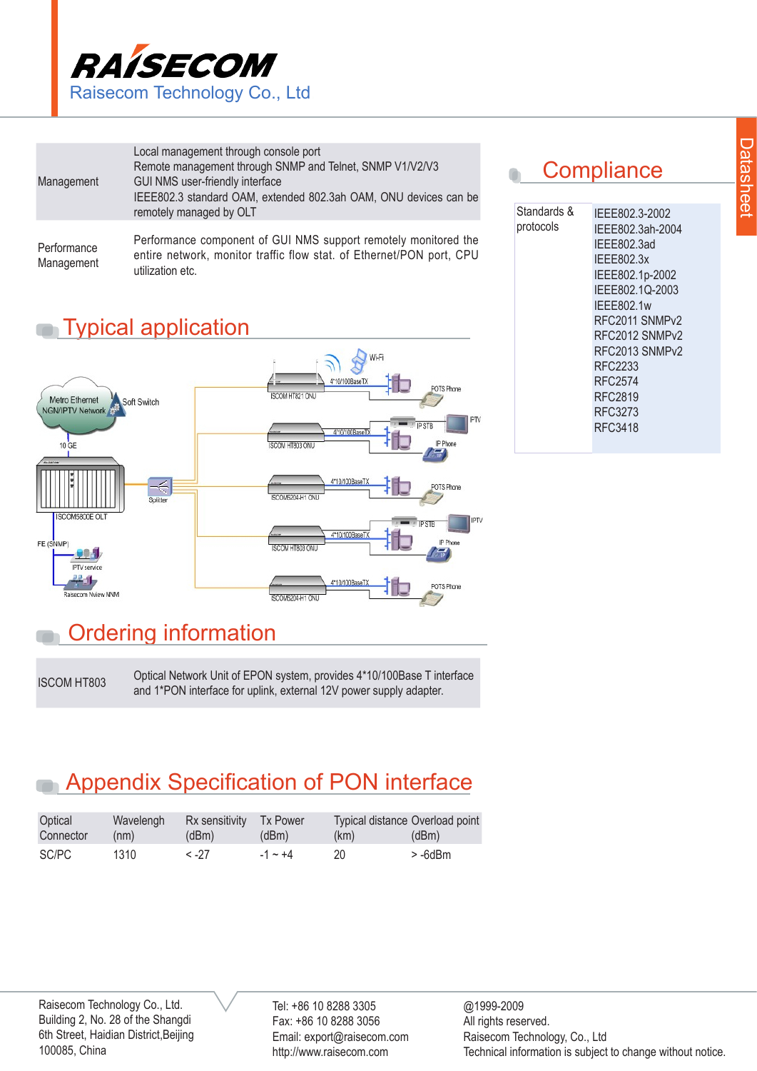| | |
|---|---|
| Management | Local management through console port<br>Remote management through SNMP and Telnet, SNMP V1/V2/V3<br>GUI NMS user-friendly interface<br>IEEE802.3 standard OAM, extended 802.3ah OAM, ONU devices can be remotely managed by OLT |
| Performance Management | Performance component of GUI NMS support remotely monitored the entire network, monitor traffic flow stat. of Ethernet/PON port, CPU utilization etc. |

## Typical application

Metro Ethernet NGN/IPTV Network
Soft Switch
10 GE
ISCOM5800E OLT
FE (SNMP)
IPTV service
Raisecom Nview NNM
Splitter
Wi-Fi
ISCOM HT821 ONU
4*10/100BaseTX
POTS Phone
ISCOM HT803 ONU
4*10/100BaseTX
IP STB
IPTV
IP Phone
ISCOM5204-H1 ONU
4*10/100BaseTX
POTS Phone
ISCOM HT803 ONU
4*10/100BaseTX
IP STB
IPTV
IP Phone
ISCOM5204-H1 ONU
4*10/100BaseTX
POTS Phone

## Ordering information

| | |
|---|---|
| ISCOM HT803 | Optical Network Unit of EPON system, provides 4*10/100Base T interface and 1*PON interface for uplink, external 12V power supply adapter. |

## Appendix Specification of PON interface

| Optical Connector | Wavelengh (nm) | Rx sensitivity (dBm) | Tx Power (dBm) | Typical distance (km) | Overload point (dBm) |
|---|---|---|---|---|---|
| SC/PC | 1310 | < -27 | -1 ~ +4 | 20 | > -6dBm |

## Compliance

| | |
|---|---|
| Standards & protocols | IEEE802.3-2002<br>IEEE802.3ah-2004<br>IEEE802.3ad<br>IEEE802.3x<br>IEEE802.1p-2002<br>IEEE802.1Q-2003<br>IEEE802.1w<br>RFC2011 SNMPv2<br>RFC2012 SNMPv2<br>RFC2013 SNMPv2<br>RFC2233<br>RFC2574<br>RFC2819<br>RFC3273<br>RFC3418 |

Raisecom Technology Co., Ltd.
Building 2, No. 28 of the Shangdi
6th Street, Haidian District,Beijing
100085, China

Tel: +86 10 8288 3305
Fax: +86 10 8288 3056
Email: export@raisecom.com
http://www.raisecom.com

@1999-2009
All rights reserved.
Raisecom Technology, Co., Ltd
Technical information is subject to change without notice.